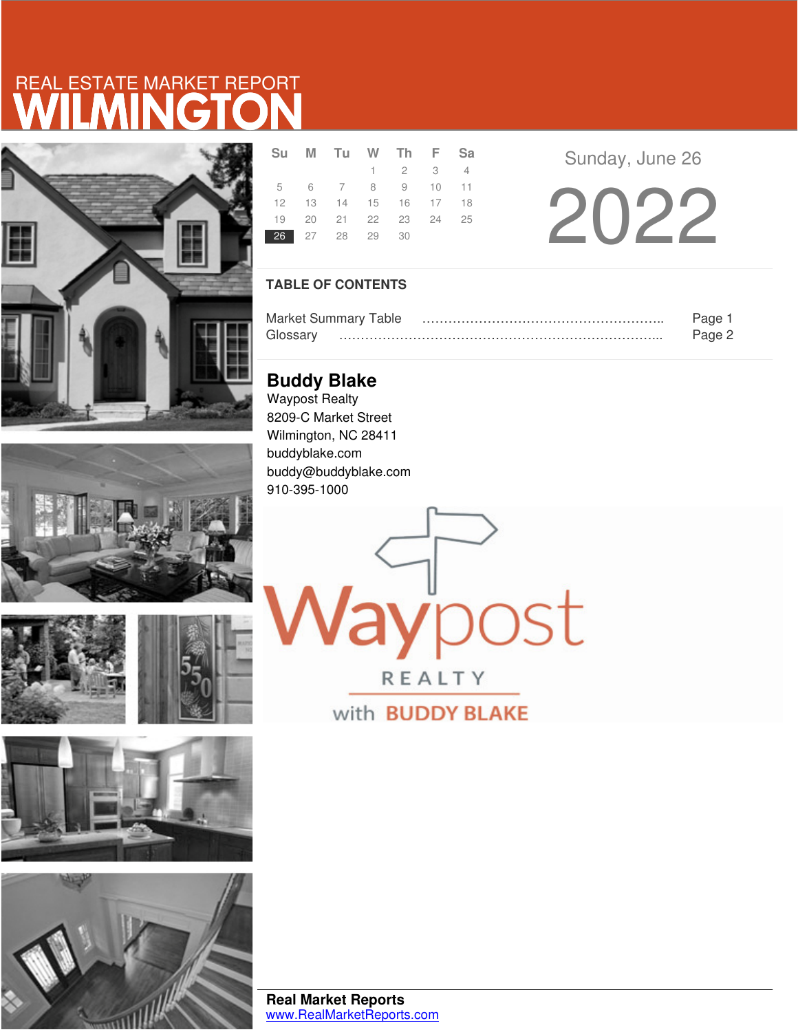# REAL ESTATE MARKET REPORT
# WILMINGTON

| Su | M | Tu | W | Th | F | Sa |
|---|---|---|---|---|---|---|
| | | | 1 | 2 | 3 | 4 |
| 5 | 6 | 7 | 8 | 9 | 10 | 11 |
| 12 | 13 | 14 | 15 | 16 | 17 | 18 |
| 19 | 20 | 21 | 22 | 23 | 24 | 25 |
| 26 | 27 | 28 | 29 | 30 | | |

Sunday, June 26

2022

## TABLE OF CONTENTS

Market Summary Table ………………………………………………….. Page 1
Glossary …………………………………………………………………... Page 2

**Buddy Blake**
Waypost Realty
8209-C Market Street
Wilmington, NC 28411
buddyblake.com
buddy@buddyblake.com
910-395-1000

Waypost
REALTY
with BUDDY BLAKE

**Real Market Reports**
www.RealMarketReports.com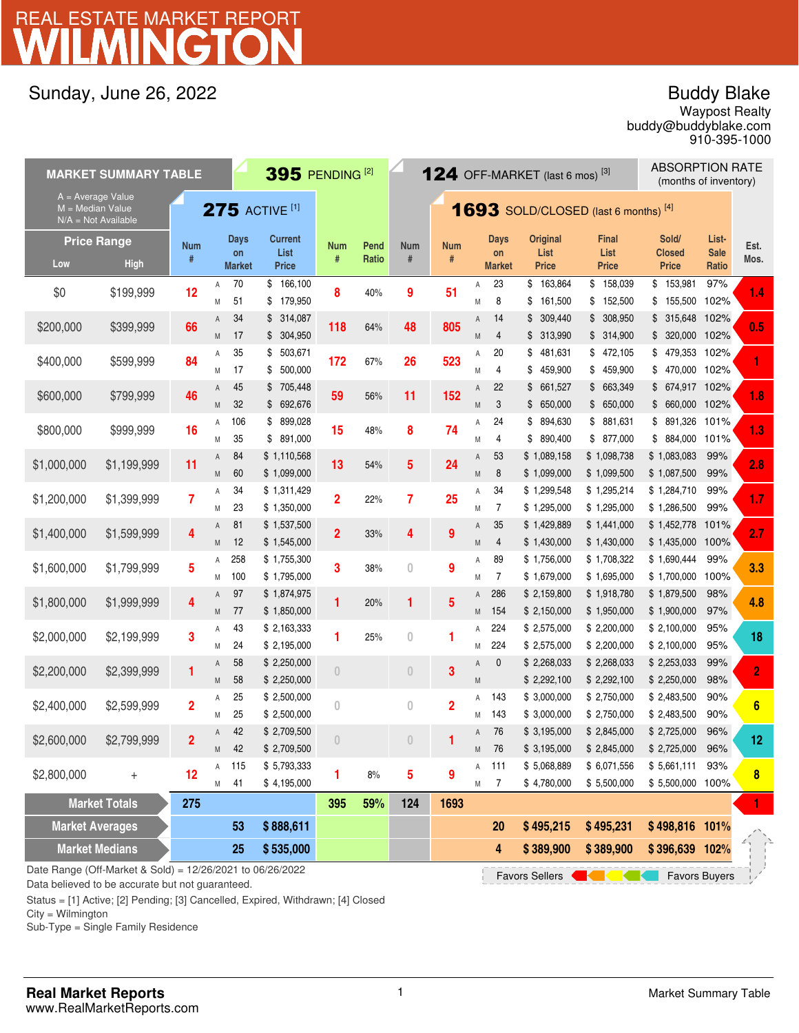# REAL ESTATE MARKET REPORT WILMINGTON

Sunday, June 26, 2022

**Buddy Blake**
Waypost Realty
buddy@buddyblake.com
910-395-1000

| MARKET SUMMARY TABLE | | 275 ACTIVE [1] | | | | 395 PENDING [2] | | 124 OFF-MARKET (last 6 mos) [3] | 1693 SOLD/CLOSED (last 6 months) [4] | | | | | | | ABSORPTION RATE (months of inventory) |
|---|---|---|---|---|---|---|---|---|---|---|---|---|---|---|---|---|
| A = Average Value; M = Median Value; N/A = Not Available | | | | | | | | | | | | | | | | |
| Price Range Low | High | Num # | | Days on Market | Current List Price | Num # | Pend Ratio | Num # | Num # | | Days on Market | Original List Price | Final List Price | Sold/ Closed Price | List-Sale Ratio | Est. Mos. |
| $0 | $199,999 | 12 | A | 70 | $ 166,100 | 8 | 40% | 9 | 51 | A | 23 | $ 163,864 | $ 158,039 | $ 153,981 | 97% | 1.4 |
| | | | M | 51 | $ 179,950 | | | | | M | 8 | $ 161,500 | $ 152,500 | $ 155,500 | 102% | |
| $200,000 | $399,999 | 66 | A | 34 | $ 314,087 | 118 | 64% | 48 | 805 | A | 14 | $ 309,440 | $ 308,950 | $ 315,648 | 102% | 0.5 |
| | | | M | 17 | $ 304,950 | | | | | M | 4 | $ 313,990 | $ 314,900 | $ 320,000 | 102% | |
| $400,000 | $599,999 | 84 | A | 35 | $ 503,671 | 172 | 67% | 26 | 523 | A | 20 | $ 481,631 | $ 472,105 | $ 479,353 | 102% | 1 |
| | | | M | 17 | $ 500,000 | | | | | M | 4 | $ 459,900 | $ 459,900 | $ 470,000 | 102% | |
| $600,000 | $799,999 | 46 | A | 45 | $ 705,448 | 59 | 56% | 11 | 152 | A | 22 | $ 661,527 | $ 663,349 | $ 674,917 | 102% | 1.8 |
| | | | M | 32 | $ 692,676 | | | | | M | 3 | $ 650,000 | $ 650,000 | $ 660,000 | 102% | |
| $800,000 | $999,999 | 16 | A | 106 | $ 899,028 | 15 | 48% | 8 | 74 | A | 24 | $ 894,630 | $ 881,631 | $ 891,326 | 101% | 1.3 |
| | | | M | 35 | $ 891,000 | | | | | M | 4 | $ 890,400 | $ 877,000 | $ 884,000 | 101% | |
| $1,000,000 | $1,199,999 | 11 | A | 84 | $ 1,110,568 | 13 | 54% | 5 | 24 | A | 53 | $ 1,089,158 | $ 1,098,738 | $ 1,083,083 | 99% | 2.8 |
| | | | M | 60 | $ 1,099,000 | | | | | M | 8 | $ 1,099,000 | $ 1,099,500 | $ 1,087,500 | 99% | |
| $1,200,000 | $1,399,999 | 7 | A | 34 | $ 1,311,429 | 2 | 22% | 7 | 25 | A | 34 | $ 1,299,548 | $ 1,295,214 | $ 1,284,710 | 99% | 1.7 |
| | | | M | 23 | $ 1,350,000 | | | | | M | 7 | $ 1,295,000 | $ 1,295,000 | $ 1,286,500 | 99% | |
| $1,400,000 | $1,599,999 | 4 | A | 81 | $ 1,537,500 | 2 | 33% | 4 | 9 | A | 35 | $ 1,429,889 | $ 1,441,000 | $ 1,452,778 | 101% | 2.7 |
| | | | M | 12 | $ 1,545,000 | | | | | M | 4 | $ 1,430,000 | $ 1,430,000 | $ 1,435,000 | 100% | |
| $1,600,000 | $1,799,999 | 5 | A | 258 | $ 1,755,300 | 3 | 38% | 0 | 9 | A | 89 | $ 1,756,000 | $ 1,708,322 | $ 1,690,444 | 99% | 3.3 |
| | | | M | 100 | $ 1,795,000 | | | | | M | 7 | $ 1,679,000 | $ 1,695,000 | $ 1,700,000 | 100% | |
| $1,800,000 | $1,999,999 | 4 | A | 97 | $ 1,874,975 | 1 | 20% | 1 | 5 | A | 286 | $ 2,159,800 | $ 1,918,780 | $ 1,879,500 | 98% | 4.8 |
| | | | M | 77 | $ 1,850,000 | | | | | M | 154 | $ 2,150,000 | $ 1,950,000 | $ 1,900,000 | 97% | |
| $2,000,000 | $2,199,999 | 3 | A | 43 | $ 2,163,333 | 1 | 25% | 0 | 1 | A | 224 | $ 2,575,000 | $ 2,200,000 | $ 2,100,000 | 95% | 18 |
| | | | M | 24 | $ 2,195,000 | | | | | M | 224 | $ 2,575,000 | $ 2,200,000 | $ 2,100,000 | 95% | |
| $2,200,000 | $2,399,999 | 1 | A | 58 | $ 2,250,000 | 0 | | 0 | 3 | A | 0 | $ 2,268,033 | $ 2,268,033 | $ 2,253,033 | 99% | 2 |
| | | | M | 58 | $ 2,250,000 | | | | | M | | $ 2,292,100 | $ 2,292,100 | $ 2,250,000 | 98% | |
| $2,400,000 | $2,599,999 | 2 | A | 25 | $ 2,500,000 | 0 | | 0 | 2 | A | 143 | $ 3,000,000 | $ 2,750,000 | $ 2,483,500 | 90% | 6 |
| | | | M | 25 | $ 2,500,000 | | | | | M | 143 | $ 3,000,000 | $ 2,750,000 | $ 2,483,500 | 90% | |
| $2,600,000 | $2,799,999 | 2 | A | 42 | $ 2,709,500 | 0 | | 0 | 1 | A | 76 | $ 3,195,000 | $ 2,845,000 | $ 2,725,000 | 96% | 12 |
| | | | M | 42 | $ 2,709,500 | | | | | M | 76 | $ 3,195,000 | $ 2,845,000 | $ 2,725,000 | 96% | |
| $2,800,000 | + | 12 | A | 115 | $ 5,793,333 | 1 | 8% | 5 | 9 | A | 111 | $ 5,068,889 | $ 6,071,556 | $ 5,661,111 | 93% | 8 |
| | | | M | 41 | $ 4,195,000 | | | | | M | 7 | $ 4,780,000 | $ 5,500,000 | $ 5,500,000 | 100% | |
| **Market Totals** | | 275 | | | | 395 | 59% | 124 | 1693 | | | | | | | 1 |
| **Market Averages** | | | | 53 | $ 888,611 | | | | | | 20 | $ 495,215 | $ 495,231 | $ 498,816 | 101% | |
| **Market Medians** | | | | 25 | $ 535,000 | | | | | | 4 | $ 389,900 | $ 389,900 | $ 396,639 | 102% | |

Favors Sellers ← → Favors Buyers

Date Range (Off-Market & Sold) = 12/26/2021 to 06/26/2022
Data believed to be accurate but not guaranteed.

Status = [1] Active; [2] Pending; [3] Cancelled, Expired, Withdrawn; [4] Closed
City = Wilmington
Sub-Type = Single Family Residence

**Real Market Reports**
www.RealMarketReports.com

Market Summary Table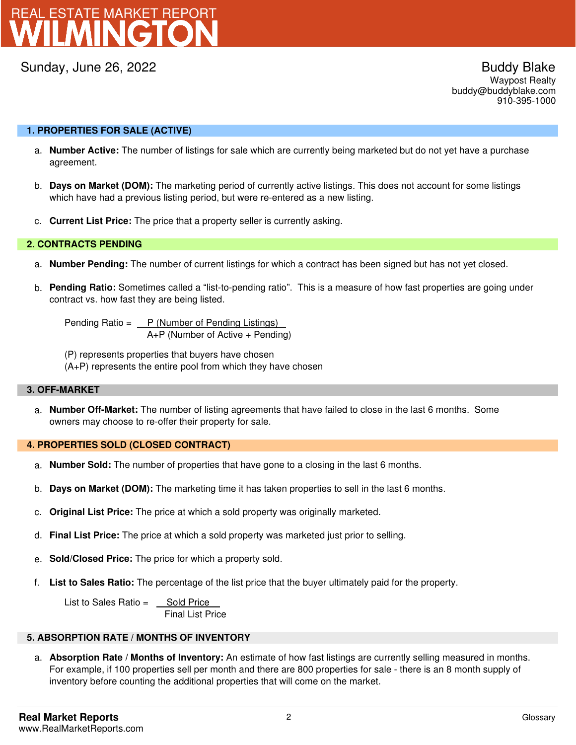# REAL ESTATE MARKET REPORT WILMINGTON

Sunday, June 26, 2022

Buddy Blake
Waypost Realty
buddy@buddyblake.com
910-395-1000

## 1. PROPERTIES FOR SALE (ACTIVE)

a. **Number Active:** The number of listings for sale which are currently being marketed but do not yet have a purchase agreement.

b. **Days on Market (DOM):** The marketing period of currently active listings. This does not account for some listings which have had a previous listing period, but were re-entered as a new listing.

c. **Current List Price:** The price that a property seller is currently asking.

## 2. CONTRACTS PENDING

a. **Number Pending:** The number of current listings for which a contract has been signed but has not yet closed.

b. **Pending Ratio:** Sometimes called a "list-to-pending ratio". This is a measure of how fast properties are going under contract vs. how fast they are being listed.

$$\text{Pending Ratio} = \frac{\text{P (Number of Pending Listings)}}{\text{A+P (Number of Active + Pending)}}$$

(P) represents properties that buyers have chosen
(A+P) represents the entire pool from which they have chosen

## 3. OFF-MARKET

a. **Number Off-Market:** The number of listing agreements that have failed to close in the last 6 months. Some owners may choose to re-offer their property for sale.

## 4. PROPERTIES SOLD (CLOSED CONTRACT)

a. **Number Sold:** The number of properties that have gone to a closing in the last 6 months.

b. **Days on Market (DOM):** The marketing time it has taken properties to sell in the last 6 months.

c. **Original List Price:** The price at which a sold property was originally marketed.

d. **Final List Price:** The price at which a sold property was marketed just prior to selling.

e. **Sold/Closed Price:** The price for which a property sold.

f. **List to Sales Ratio:** The percentage of the list price that the buyer ultimately paid for the property.

$$\text{List to Sales Ratio} = \frac{\text{Sold Price}}{\text{Final List Price}}$$

## 5. ABSORPTION RATE / MONTHS OF INVENTORY

a. **Absorption Rate / Months of Inventory:** An estimate of how fast listings are currently selling measured in months. For example, if 100 properties sell per month and there are 800 properties for sale - there is an 8 month supply of inventory before counting the additional properties that will come on the market.